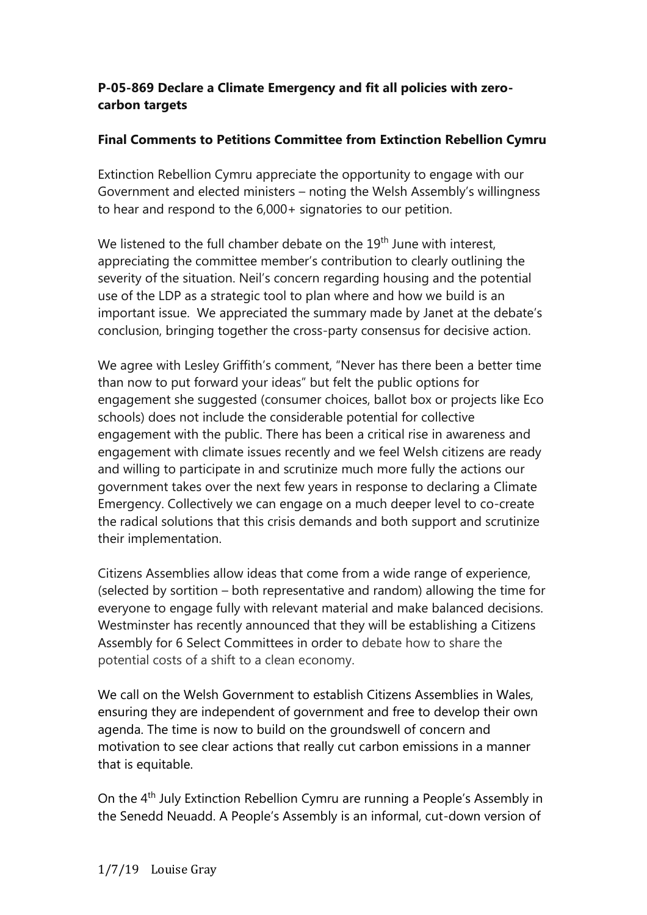**P-05-869 Declare a Climate Emergency and fit all policies with zero-carbon targets**

**Final Comments to Petitions Committee from Extinction Rebellion Cymru**

Extinction Rebellion Cymru appreciate the opportunity to engage with our Government and elected ministers – noting the Welsh Assembly's willingness to hear and respond to the 6,000+ signatories to our petition.

We listened to the full chamber debate on the 19th June with interest, appreciating the committee member's contribution to clearly outlining the severity of the situation. Neil's concern regarding housing and the potential use of the LDP as a strategic tool to plan where and how we build is an important issue. We appreciated the summary made by Janet at the debate's conclusion, bringing together the cross-party consensus for decisive action.

We agree with Lesley Griffith's comment, "Never has there been a better time than now to put forward your ideas" but felt the public options for engagement she suggested (consumer choices, ballot box or projects like Eco schools) does not include the considerable potential for collective engagement with the public. There has been a critical rise in awareness and engagement with climate issues recently and we feel Welsh citizens are ready and willing to participate in and scrutinize much more fully the actions our government takes over the next few years in response to declaring a Climate Emergency. Collectively we can engage on a much deeper level to co-create the radical solutions that this crisis demands and both support and scrutinize their implementation.

Citizens Assemblies allow ideas that come from a wide range of experience, (selected by sortition – both representative and random) allowing the time for everyone to engage fully with relevant material and make balanced decisions. Westminster has recently announced that they will be establishing a Citizens Assembly for 6 Select Committees in order to debate how to share the potential costs of a shift to a clean economy.

We call on the Welsh Government to establish Citizens Assemblies in Wales, ensuring they are independent of government and free to develop their own agenda. The time is now to build on the groundswell of concern and motivation to see clear actions that really cut carbon emissions in a manner that is equitable.

On the 4th July Extinction Rebellion Cymru are running a People's Assembly in the Senedd Neuadd. A People's Assembly is an informal, cut-down version of

1/7/19 Louise Gray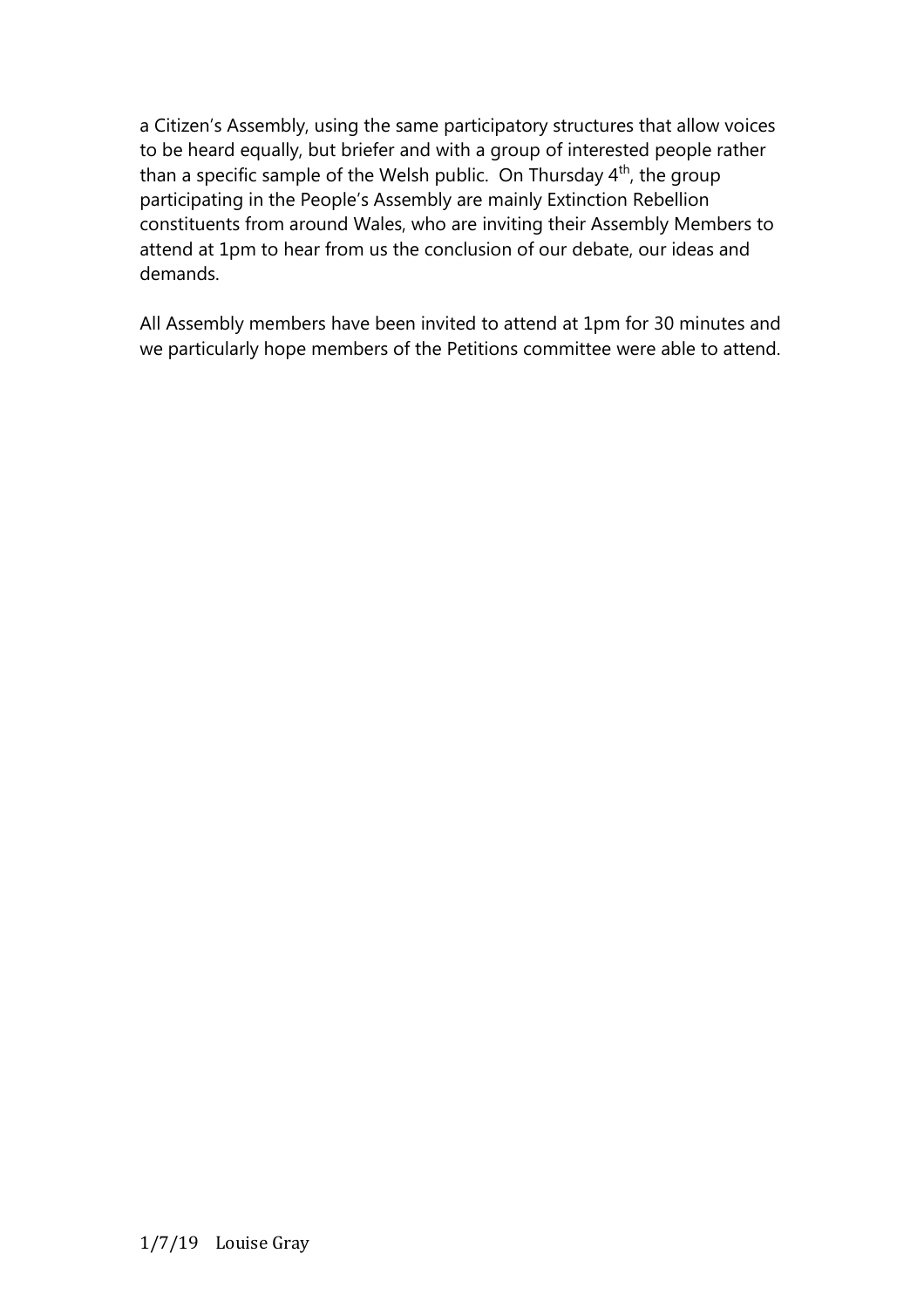a Citizen's Assembly, using the same participatory structures that allow voices to be heard equally, but briefer and with a group of interested people rather than a specific sample of the Welsh public. On Thursday 4th, the group participating in the People's Assembly are mainly Extinction Rebellion constituents from around Wales, who are inviting their Assembly Members to attend at 1pm to hear from us the conclusion of our debate, our ideas and demands.

All Assembly members have been invited to attend at 1pm for 30 minutes and we particularly hope members of the Petitions committee were able to attend.

1/7/19 Louise Gray